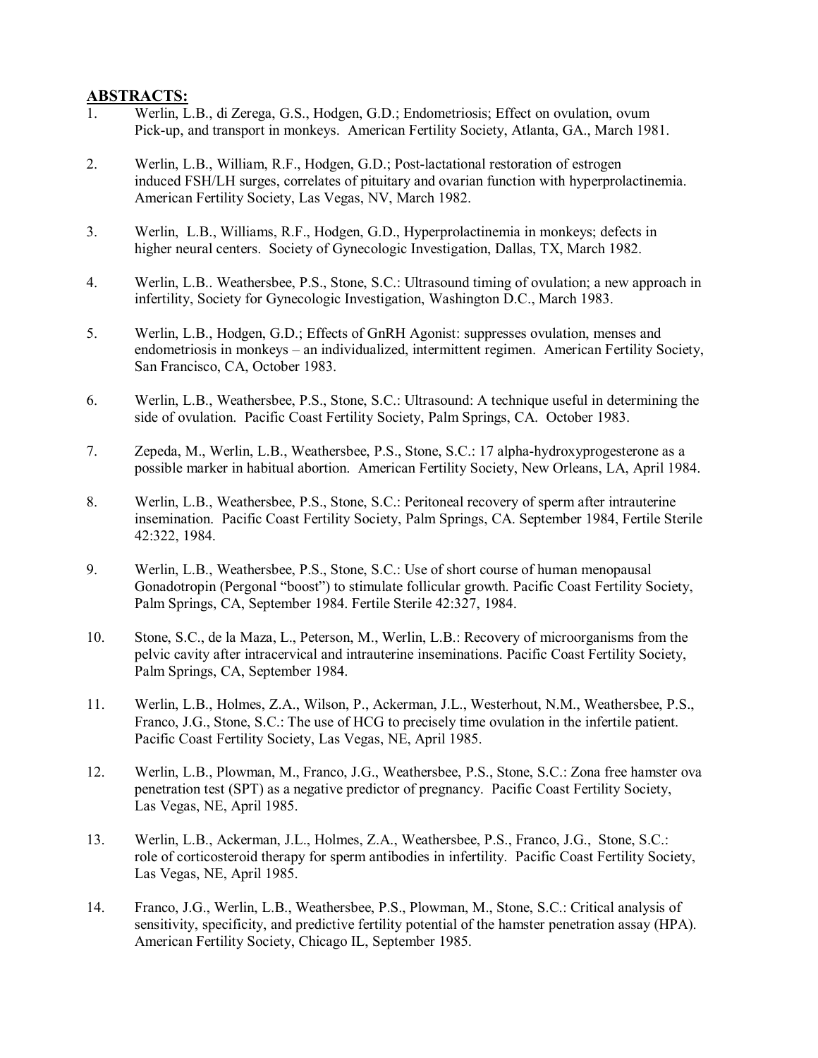**ABSTRACTS:**

1. Werlin, L.B., di Zerega, G.S., Hodgen, G.D.; Endometriosis; Effect on ovulation, ovum Pick-up, and transport in monkeys. American Fertility Society, Atlanta, GA., March 1981.

2. Werlin, L.B., William, R.F., Hodgen, G.D.; Post-lactational restoration of estrogen induced FSH/LH surges, correlates of pituitary and ovarian function with hyperprolactinemia. American Fertility Society, Las Vegas, NV, March 1982.

3. Werlin, L.B., Williams, R.F., Hodgen, G.D., Hyperprolactinemia in monkeys; defects in higher neural centers. Society of Gynecologic Investigation, Dallas, TX, March 1982.

4. Werlin, L.B.. Weathersbee, P.S., Stone, S.C.: Ultrasound timing of ovulation; a new approach in infertility, Society for Gynecologic Investigation, Washington D.C., March 1983.

5. Werlin, L.B., Hodgen, G.D.; Effects of GnRH Agonist: suppresses ovulation, menses and endometriosis in monkeys – an individualized, intermittent regimen. American Fertility Society, San Francisco, CA, October 1983.

6. Werlin, L.B., Weathersbee, P.S., Stone, S.C.: Ultrasound: A technique useful in determining the side of ovulation. Pacific Coast Fertility Society, Palm Springs, CA. October 1983.

7. Zepeda, M., Werlin, L.B., Weathersbee, P.S., Stone, S.C.: 17 alpha-hydroxyprogesterone as a possible marker in habitual abortion. American Fertility Society, New Orleans, LA, April 1984.

8. Werlin, L.B., Weathersbee, P.S., Stone, S.C.: Peritoneal recovery of sperm after intrauterine insemination. Pacific Coast Fertility Society, Palm Springs, CA. September 1984, Fertile Sterile 42:322, 1984.

9. Werlin, L.B., Weathersbee, P.S., Stone, S.C.: Use of short course of human menopausal Gonadotropin (Pergonal "boost") to stimulate follicular growth. Pacific Coast Fertility Society, Palm Springs, CA, September 1984. Fertile Sterile 42:327, 1984.

10. Stone, S.C., de la Maza, L., Peterson, M., Werlin, L.B.: Recovery of microorganisms from the pelvic cavity after intracervical and intrauterine inseminations. Pacific Coast Fertility Society, Palm Springs, CA, September 1984.

11. Werlin, L.B., Holmes, Z.A., Wilson, P., Ackerman, J.L., Westerhout, N.M., Weathersbee, P.S., Franco, J.G., Stone, S.C.: The use of HCG to precisely time ovulation in the infertile patient. Pacific Coast Fertility Society, Las Vegas, NE, April 1985.

12. Werlin, L.B., Plowman, M., Franco, J.G., Weathersbee, P.S., Stone, S.C.: Zona free hamster ova penetration test (SPT) as a negative predictor of pregnancy. Pacific Coast Fertility Society, Las Vegas, NE, April 1985.

13. Werlin, L.B., Ackerman, J.L., Holmes, Z.A., Weathersbee, P.S., Franco, J.G., Stone, S.C.: role of corticosteroid therapy for sperm antibodies in infertility. Pacific Coast Fertility Society, Las Vegas, NE, April 1985.

14. Franco, J.G., Werlin, L.B., Weathersbee, P.S., Plowman, M., Stone, S.C.: Critical analysis of sensitivity, specificity, and predictive fertility potential of the hamster penetration assay (HPA). American Fertility Society, Chicago IL, September 1985.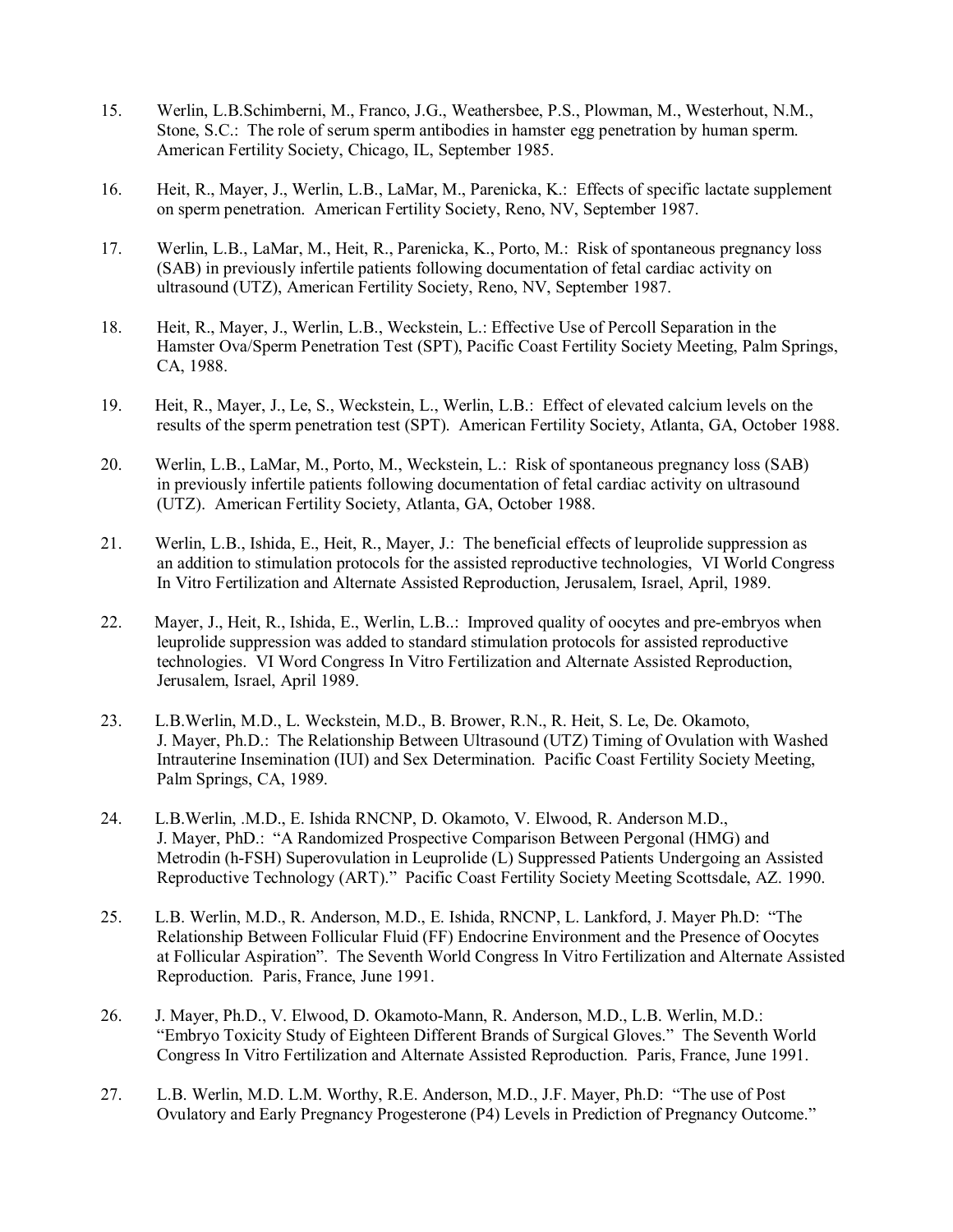15. Werlin, L.B.Schimberni, M., Franco, J.G., Weathersbee, P.S., Plowman, M., Westerhout, N.M., Stone, S.C.: The role of serum sperm antibodies in hamster egg penetration by human sperm. American Fertility Society, Chicago, IL, September 1985.

16. Heit, R., Mayer, J., Werlin, L.B., LaMar, M., Parenicka, K.: Effects of specific lactate supplement on sperm penetration. American Fertility Society, Reno, NV, September 1987.

17. Werlin, L.B., LaMar, M., Heit, R., Parenicka, K., Porto, M.: Risk of spontaneous pregnancy loss (SAB) in previously infertile patients following documentation of fetal cardiac activity on ultrasound (UTZ), American Fertility Society, Reno, NV, September 1987.

18. Heit, R., Mayer, J., Werlin, L.B., Weckstein, L.: Effective Use of Percoll Separation in the Hamster Ova/Sperm Penetration Test (SPT), Pacific Coast Fertility Society Meeting, Palm Springs, CA, 1988.

19. Heit, R., Mayer, J., Le, S., Weckstein, L., Werlin, L.B.: Effect of elevated calcium levels on the results of the sperm penetration test (SPT). American Fertility Society, Atlanta, GA, October 1988.

20. Werlin, L.B., LaMar, M., Porto, M., Weckstein, L.: Risk of spontaneous pregnancy loss (SAB) in previously infertile patients following documentation of fetal cardiac activity on ultrasound (UTZ). American Fertility Society, Atlanta, GA, October 1988.

21. Werlin, L.B., Ishida, E., Heit, R., Mayer, J.: The beneficial effects of leuprolide suppression as an addition to stimulation protocols for the assisted reproductive technologies, VI World Congress In Vitro Fertilization and Alternate Assisted Reproduction, Jerusalem, Israel, April, 1989.

22. Mayer, J., Heit, R., Ishida, E., Werlin, L.B..: Improved quality of oocytes and pre-embryos when leuprolide suppression was added to standard stimulation protocols for assisted reproductive technologies. VI Word Congress In Vitro Fertilization and Alternate Assisted Reproduction, Jerusalem, Israel, April 1989.

23. L.B.Werlin, M.D., L. Weckstein, M.D., B. Brower, R.N., R. Heit, S. Le, De. Okamoto, J. Mayer, Ph.D.: The Relationship Between Ultrasound (UTZ) Timing of Ovulation with Washed Intrauterine Insemination (IUI) and Sex Determination. Pacific Coast Fertility Society Meeting, Palm Springs, CA, 1989.

24. L.B.Werlin, .M.D., E. Ishida RNCNP, D. Okamoto, V. Elwood, R. Anderson M.D., J. Mayer, PhD.: "A Randomized Prospective Comparison Between Pergonal (HMG) and Metrodin (h-FSH) Superovulation in Leuprolide (L) Suppressed Patients Undergoing an Assisted Reproductive Technology (ART)." Pacific Coast Fertility Society Meeting Scottsdale, AZ. 1990.

25. L.B. Werlin, M.D., R. Anderson, M.D., E. Ishida, RNCNP, L. Lankford, J. Mayer Ph.D: "The Relationship Between Follicular Fluid (FF) Endocrine Environment and the Presence of Oocytes at Follicular Aspiration". The Seventh World Congress In Vitro Fertilization and Alternate Assisted Reproduction. Paris, France, June 1991.

26. J. Mayer, Ph.D., V. Elwood, D. Okamoto-Mann, R. Anderson, M.D., L.B. Werlin, M.D.: "Embryo Toxicity Study of Eighteen Different Brands of Surgical Gloves." The Seventh World Congress In Vitro Fertilization and Alternate Assisted Reproduction. Paris, France, June 1991.

27. L.B. Werlin, M.D. L.M. Worthy, R.E. Anderson, M.D., J.F. Mayer, Ph.D: "The use of Post Ovulatory and Early Pregnancy Progesterone (P4) Levels in Prediction of Pregnancy Outcome."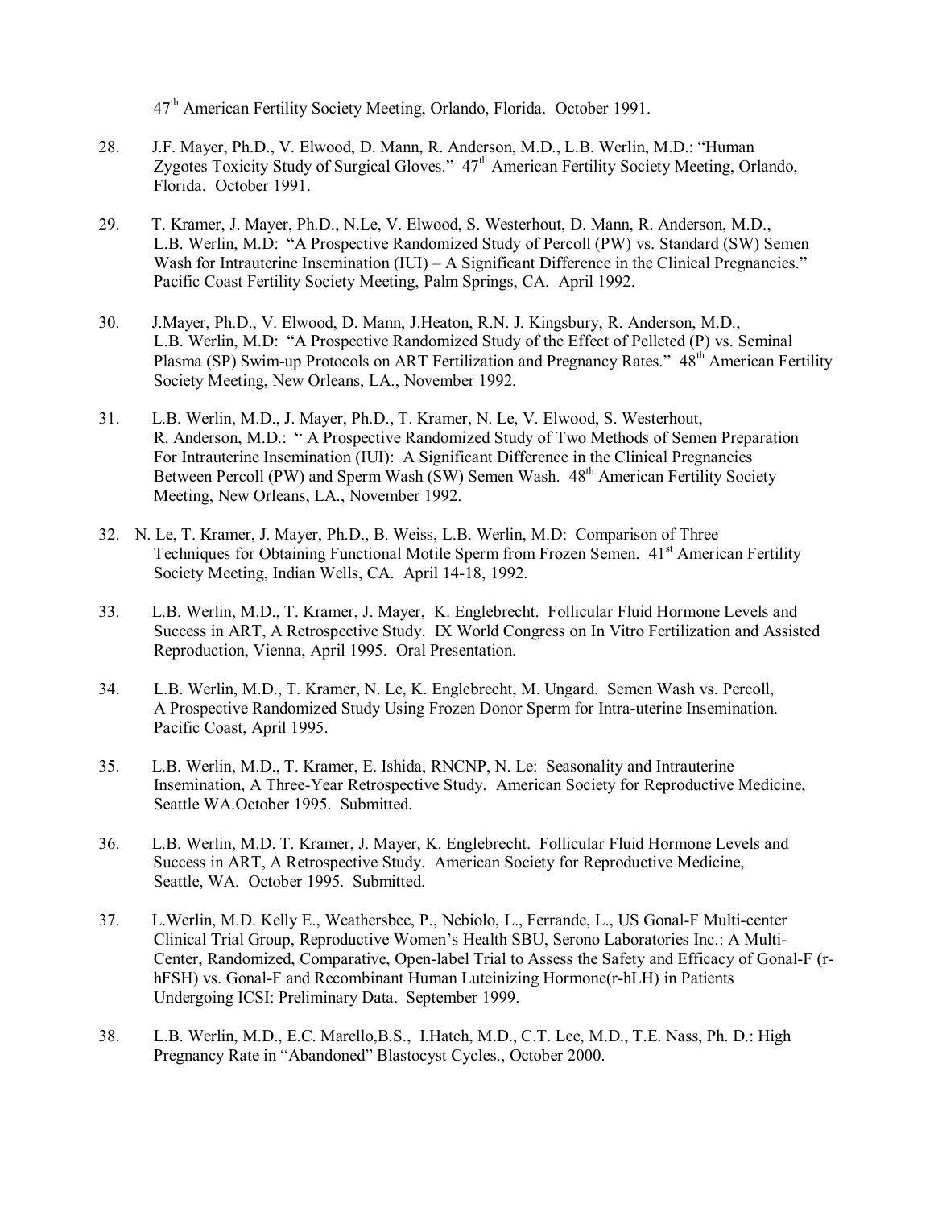47th American Fertility Society Meeting, Orlando, Florida. October 1991.

28. J.F. Mayer, Ph.D., V. Elwood, D. Mann, R. Anderson, M.D., L.B. Werlin, M.D.: "Human Zygotes Toxicity Study of Surgical Gloves." 47th American Fertility Society Meeting, Orlando, Florida. October 1991.

29. T. Kramer, J. Mayer, Ph.D., N.Le, V. Elwood, S. Westerhout, D. Mann, R. Anderson, M.D., L.B. Werlin, M.D: "A Prospective Randomized Study of Percoll (PW) vs. Standard (SW) Semen Wash for Intrauterine Insemination (IUI) – A Significant Difference in the Clinical Pregnancies." Pacific Coast Fertility Society Meeting, Palm Springs, CA. April 1992.

30. J.Mayer, Ph.D., V. Elwood, D. Mann, J.Heaton, R.N. J. Kingsbury, R. Anderson, M.D., L.B. Werlin, M.D: "A Prospective Randomized Study of the Effect of Pelleted (P) vs. Seminal Plasma (SP) Swim-up Protocols on ART Fertilization and Pregnancy Rates." 48th American Fertility Society Meeting, New Orleans, LA., November 1992.

31. L.B. Werlin, M.D., J. Mayer, Ph.D., T. Kramer, N. Le, V. Elwood, S. Westerhout, R. Anderson, M.D.: " A Prospective Randomized Study of Two Methods of Semen Preparation For Intrauterine Insemination (IUI): A Significant Difference in the Clinical Pregnancies Between Percoll (PW) and Sperm Wash (SW) Semen Wash. 48th American Fertility Society Meeting, New Orleans, LA., November 1992.

32. N. Le, T. Kramer, J. Mayer, Ph.D., B. Weiss, L.B. Werlin, M.D: Comparison of Three Techniques for Obtaining Functional Motile Sperm from Frozen Semen. 41st American Fertility Society Meeting, Indian Wells, CA. April 14-18, 1992.

33. L.B. Werlin, M.D., T. Kramer, J. Mayer, K. Englebrecht. Follicular Fluid Hormone Levels and Success in ART, A Retrospective Study. IX World Congress on In Vitro Fertilization and Assisted Reproduction, Vienna, April 1995. Oral Presentation.

34. L.B. Werlin, M.D., T. Kramer, N. Le, K. Englebrecht, M. Ungard. Semen Wash vs. Percoll, A Prospective Randomized Study Using Frozen Donor Sperm for Intra-uterine Insemination. Pacific Coast, April 1995.

35. L.B. Werlin, M.D., T. Kramer, E. Ishida, RNCNP, N. Le: Seasonality and Intrauterine Insemination, A Three-Year Retrospective Study. American Society for Reproductive Medicine, Seattle WA.October 1995. Submitted.

36. L.B. Werlin, M.D. T. Kramer, J. Mayer, K. Englebrecht. Follicular Fluid Hormone Levels and Success in ART, A Retrospective Study. American Society for Reproductive Medicine, Seattle, WA. October 1995. Submitted.

37. L.Werlin, M.D. Kelly E., Weathersbee, P., Nebiolo, L., Ferrande, L., US Gonal-F Multi-center Clinical Trial Group, Reproductive Women's Health SBU, Serono Laboratories Inc.: A Multi-Center, Randomized, Comparative, Open-label Trial to Assess the Safety and Efficacy of Gonal-F (r-hFSH) vs. Gonal-F and Recombinant Human Luteinizing Hormone(r-hLH) in Patients Undergoing ICSI: Preliminary Data. September 1999.

38. L.B. Werlin, M.D., E.C. Marello,B.S., I.Hatch, M.D., C.T. Lee, M.D., T.E. Nass, Ph. D.: High Pregnancy Rate in "Abandoned" Blastocyst Cycles., October 2000.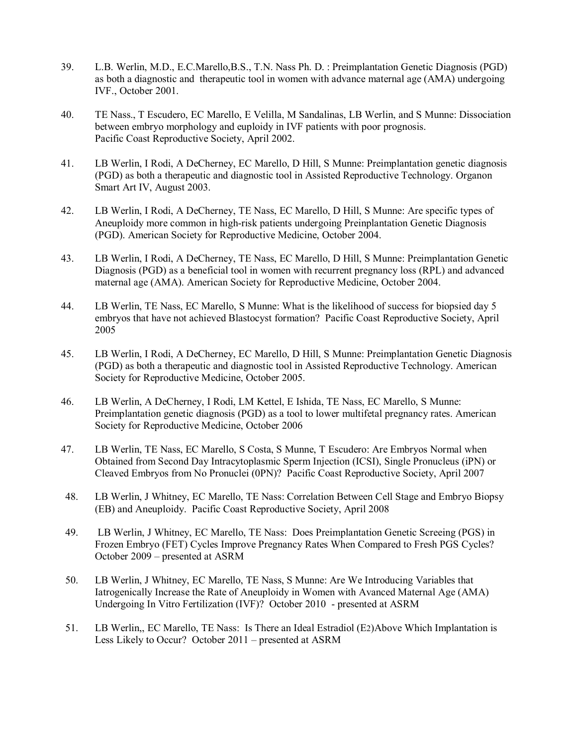39. L.B. Werlin, M.D., E.C.Marello,B.S., T.N. Nass Ph. D. : Preimplantation Genetic Diagnosis (PGD) as both a diagnostic and therapeutic tool in women with advance maternal age (AMA) undergoing IVF., October 2001.

40. TE Nass., T Escudero, EC Marello, E Velilla, M Sandalinas, LB Werlin, and S Munne: Dissociation between embryo morphology and euploidy in IVF patients with poor prognosis. Pacific Coast Reproductive Society, April 2002.

41. LB Werlin, I Rodi, A DeCherney, EC Marello, D Hill, S Munne: Preimplantation genetic diagnosis (PGD) as both a therapeutic and diagnostic tool in Assisted Reproductive Technology. Organon Smart Art IV, August 2003.

42. LB Werlin, I Rodi, A DeCherney, TE Nass, EC Marello, D Hill, S Munne: Are specific types of Aneuploidy more common in high-risk patients undergoing Preinplantation Genetic Diagnosis (PGD). American Society for Reproductive Medicine, October 2004.

43. LB Werlin, I Rodi, A DeCherney, TE Nass, EC Marello, D Hill, S Munne: Preimplantation Genetic Diagnosis (PGD) as a beneficial tool in women with recurrent pregnancy loss (RPL) and advanced maternal age (AMA). American Society for Reproductive Medicine, October 2004.

44. LB Werlin, TE Nass, EC Marello, S Munne: What is the likelihood of success for biopsied day 5 embryos that have not achieved Blastocyst formation? Pacific Coast Reproductive Society, April 2005

45. LB Werlin, I Rodi, A DeCherney, EC Marello, D Hill, S Munne: Preimplantation Genetic Diagnosis (PGD) as both a therapeutic and diagnostic tool in Assisted Reproductive Technology. American Society for Reproductive Medicine, October 2005.

46. LB Werlin, A DeCherney, I Rodi, LM Kettel, E Ishida, TE Nass, EC Marello, S Munne: Preimplantation genetic diagnosis (PGD) as a tool to lower multifetal pregnancy rates. American Society for Reproductive Medicine, October 2006

47. LB Werlin, TE Nass, EC Marello, S Costa, S Munne, T Escudero: Are Embryos Normal when Obtained from Second Day Intracytoplasmic Sperm Injection (ICSI), Single Pronucleus (iPN) or Cleaved Embryos from No Pronuclei (0PN)? Pacific Coast Reproductive Society, April 2007

48. LB Werlin, J Whitney, EC Marello, TE Nass: Correlation Between Cell Stage and Embryo Biopsy (EB) and Aneuploidy. Pacific Coast Reproductive Society, April 2008

49. LB Werlin, J Whitney, EC Marello, TE Nass: Does Preimplantation Genetic Screeing (PGS) in Frozen Embryo (FET) Cycles Improve Pregnancy Rates When Compared to Fresh PGS Cycles? October 2009 – presented at ASRM

50. LB Werlin, J Whitney, EC Marello, TE Nass, S Munne: Are We Introducing Variables that Iatrogenically Increase the Rate of Aneuploidy in Women with Avanced Maternal Age (AMA) Undergoing In Vitro Fertilization (IVF)? October 2010 - presented at ASRM

51. LB Werlin,, EC Marello, TE Nass: Is There an Ideal Estradiol ($E_2$)Above Which Implantation is Less Likely to Occur? October 2011 – presented at ASRM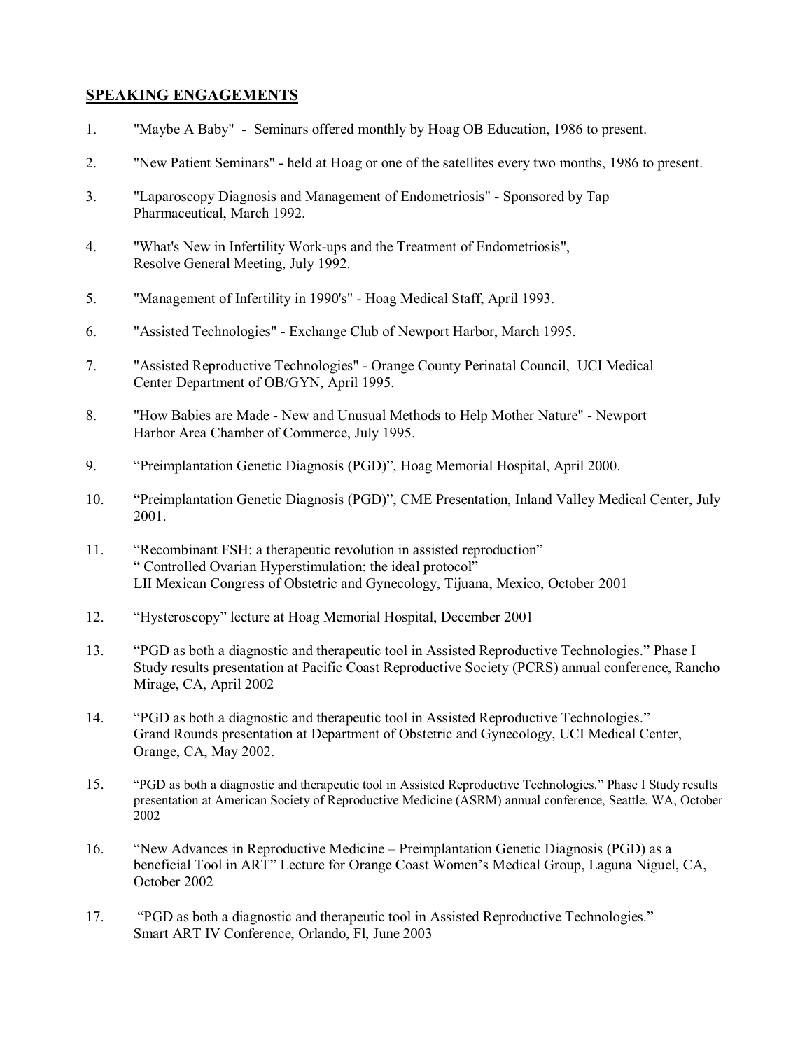## SPEAKING ENGAGEMENTS

1. "Maybe A Baby" - Seminars offered monthly by Hoag OB Education, 1986 to present.

2. "New Patient Seminars" - held at Hoag or one of the satellites every two months, 1986 to present.

3. "Laparoscopy Diagnosis and Management of Endometriosis" - Sponsored by Tap Pharmaceutical, March 1992.

4. "What's New in Infertility Work-ups and the Treatment of Endometriosis", Resolve General Meeting, July 1992.

5. "Management of Infertility in 1990's" - Hoag Medical Staff, April 1993.

6. "Assisted Technologies" - Exchange Club of Newport Harbor, March 1995.

7. "Assisted Reproductive Technologies" - Orange County Perinatal Council, UCI Medical Center Department of OB/GYN, April 1995.

8. "How Babies are Made - New and Unusual Methods to Help Mother Nature" - Newport Harbor Area Chamber of Commerce, July 1995.

9. "Preimplantation Genetic Diagnosis (PGD)", Hoag Memorial Hospital, April 2000.

10. "Preimplantation Genetic Diagnosis (PGD)", CME Presentation, Inland Valley Medical Center, July 2001.

11. "Recombinant FSH: a therapeutic revolution in assisted reproduction"
    " Controlled Ovarian Hyperstimulation: the ideal protocol"
    LII Mexican Congress of Obstetric and Gynecology, Tijuana, Mexico, October 2001

12. "Hysteroscopy" lecture at Hoag Memorial Hospital, December 2001

13. "PGD as both a diagnostic and therapeutic tool in Assisted Reproductive Technologies." Phase I Study results presentation at Pacific Coast Reproductive Society (PCRS) annual conference, Rancho Mirage, CA, April 2002

14. "PGD as both a diagnostic and therapeutic tool in Assisted Reproductive Technologies." Grand Rounds presentation at Department of Obstetric and Gynecology, UCI Medical Center, Orange, CA, May 2002.

15. "PGD as both a diagnostic and therapeutic tool in Assisted Reproductive Technologies." Phase I Study results presentation at American Society of Reproductive Medicine (ASRM) annual conference, Seattle, WA, October 2002

16. "New Advances in Reproductive Medicine – Preimplantation Genetic Diagnosis (PGD) as a beneficial Tool in ART" Lecture for Orange Coast Women's Medical Group, Laguna Niguel, CA, October 2002

17. "PGD as both a diagnostic and therapeutic tool in Assisted Reproductive Technologies." Smart ART IV Conference, Orlando, Fl, June 2003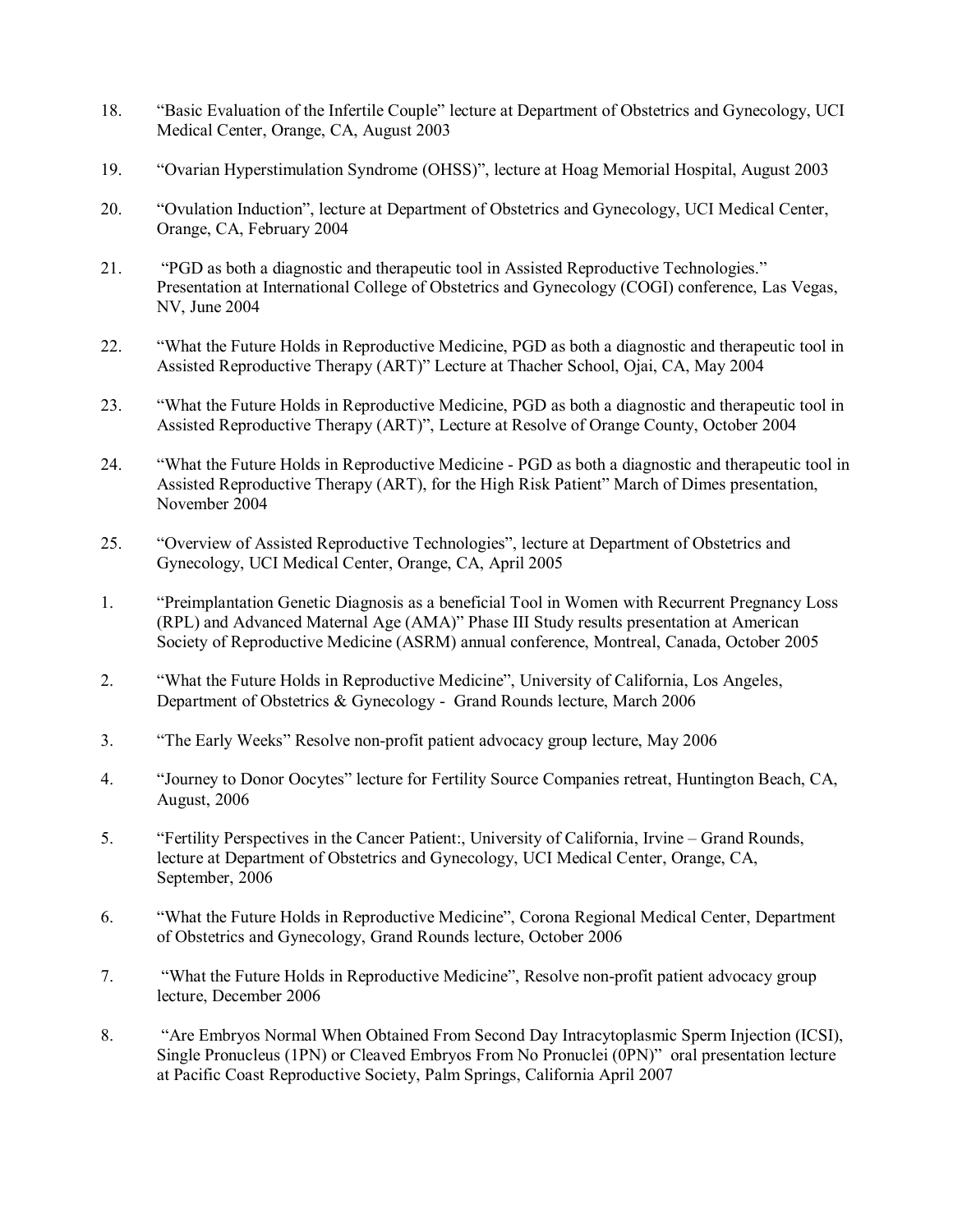18. "Basic Evaluation of the Infertile Couple" lecture at Department of Obstetrics and Gynecology, UCI Medical Center, Orange, CA, August 2003

19. "Ovarian Hyperstimulation Syndrome (OHSS)", lecture at Hoag Memorial Hospital, August 2003

20. "Ovulation Induction", lecture at Department of Obstetrics and Gynecology, UCI Medical Center, Orange, CA, February 2004

21. "PGD as both a diagnostic and therapeutic tool in Assisted Reproductive Technologies." Presentation at International College of Obstetrics and Gynecology (COGI) conference, Las Vegas, NV, June 2004

22. "What the Future Holds in Reproductive Medicine, PGD as both a diagnostic and therapeutic tool in Assisted Reproductive Therapy (ART)" Lecture at Thacher School, Ojai, CA, May 2004

23. "What the Future Holds in Reproductive Medicine, PGD as both a diagnostic and therapeutic tool in Assisted Reproductive Therapy (ART)", Lecture at Resolve of Orange County, October 2004

24. "What the Future Holds in Reproductive Medicine - PGD as both a diagnostic and therapeutic tool in Assisted Reproductive Therapy (ART), for the High Risk Patient" March of Dimes presentation, November 2004

25. "Overview of Assisted Reproductive Technologies", lecture at Department of Obstetrics and Gynecology, UCI Medical Center, Orange, CA, April 2005

1. "Preimplantation Genetic Diagnosis as a beneficial Tool in Women with Recurrent Pregnancy Loss (RPL) and Advanced Maternal Age (AMA)" Phase III Study results presentation at American Society of Reproductive Medicine (ASRM) annual conference, Montreal, Canada, October 2005

2. "What the Future Holds in Reproductive Medicine", University of California, Los Angeles, Department of Obstetrics & Gynecology - Grand Rounds lecture, March 2006

3. "The Early Weeks" Resolve non-profit patient advocacy group lecture, May 2006

4. "Journey to Donor Oocytes" lecture for Fertility Source Companies retreat, Huntington Beach, CA, August, 2006

5. "Fertility Perspectives in the Cancer Patient:, University of California, Irvine – Grand Rounds, lecture at Department of Obstetrics and Gynecology, UCI Medical Center, Orange, CA, September, 2006

6. "What the Future Holds in Reproductive Medicine", Corona Regional Medical Center, Department of Obstetrics and Gynecology, Grand Rounds lecture, October 2006

7. "What the Future Holds in Reproductive Medicine", Resolve non-profit patient advocacy group lecture, December 2006

8. "Are Embryos Normal When Obtained From Second Day Intracytoplasmic Sperm Injection (ICSI), Single Pronucleus (1PN) or Cleaved Embryos From No Pronuclei (0PN)" oral presentation lecture at Pacific Coast Reproductive Society, Palm Springs, California April 2007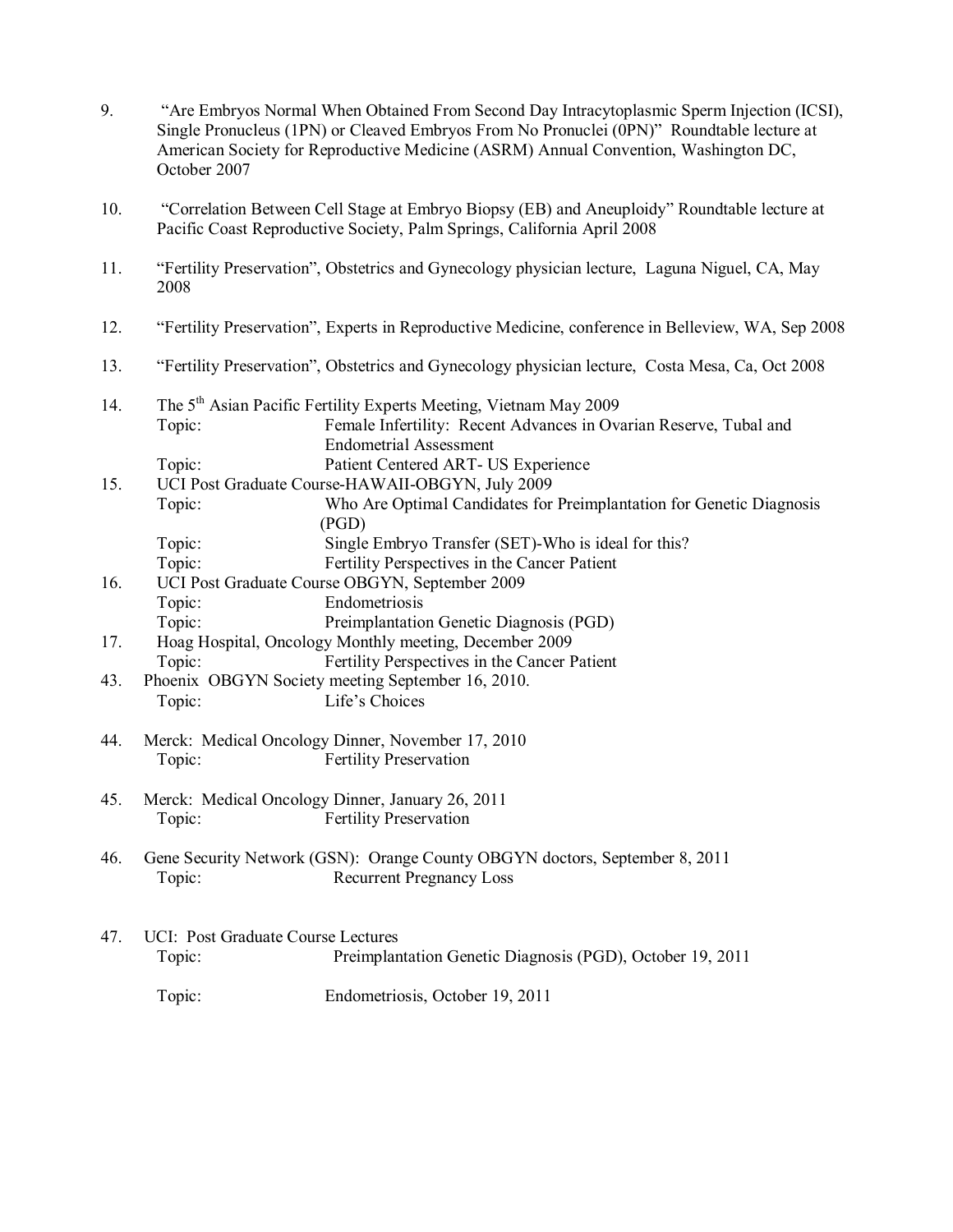9. "Are Embryos Normal When Obtained From Second Day Intracytoplasmic Sperm Injection (ICSI), Single Pronucleus (1PN) or Cleaved Embryos From No Pronuclei (0PN)" Roundtable lecture at American Society for Reproductive Medicine (ASRM) Annual Convention, Washington DC, October 2007

10. "Correlation Between Cell Stage at Embryo Biopsy (EB) and Aneuploidy" Roundtable lecture at Pacific Coast Reproductive Society, Palm Springs, California April 2008

11. "Fertility Preservation", Obstetrics and Gynecology physician lecture, Laguna Niguel, CA, May 2008

12. "Fertility Preservation", Experts in Reproductive Medicine, conference in Belleview, WA, Sep 2008

13. "Fertility Preservation", Obstetrics and Gynecology physician lecture, Costa Mesa, Ca, Oct 2008

14. The 5th Asian Pacific Fertility Experts Meeting, Vietnam May 2009
    Topic: Female Infertility: Recent Advances in Ovarian Reserve, Tubal and Endometrial Assessment
    Topic: Patient Centered ART- US Experience
15. UCI Post Graduate Course-HAWAII-OBGYN, July 2009
    Topic: Who Are Optimal Candidates for Preimplantation for Genetic Diagnosis (PGD)
    Topic: Single Embryo Transfer (SET)-Who is ideal for this?
    Topic: Fertility Perspectives in the Cancer Patient
16. UCI Post Graduate Course OBGYN, September 2009
    Topic: Endometriosis
    Topic: Preimplantation Genetic Diagnosis (PGD)
17. Hoag Hospital, Oncology Monthly meeting, December 2009
    Topic: Fertility Perspectives in the Cancer Patient
43. Phoenix OBGYN Society meeting September 16, 2010.
    Topic: Life's Choices

44. Merck: Medical Oncology Dinner, November 17, 2010
    Topic: Fertility Preservation

45. Merck: Medical Oncology Dinner, January 26, 2011
    Topic: Fertility Preservation

46. Gene Security Network (GSN): Orange County OBGYN doctors, September 8, 2011
    Topic: Recurrent Pregnancy Loss

47. UCI: Post Graduate Course Lectures
    Topic: Preimplantation Genetic Diagnosis (PGD), October 19, 2011

    Topic: Endometriosis, October 19, 2011